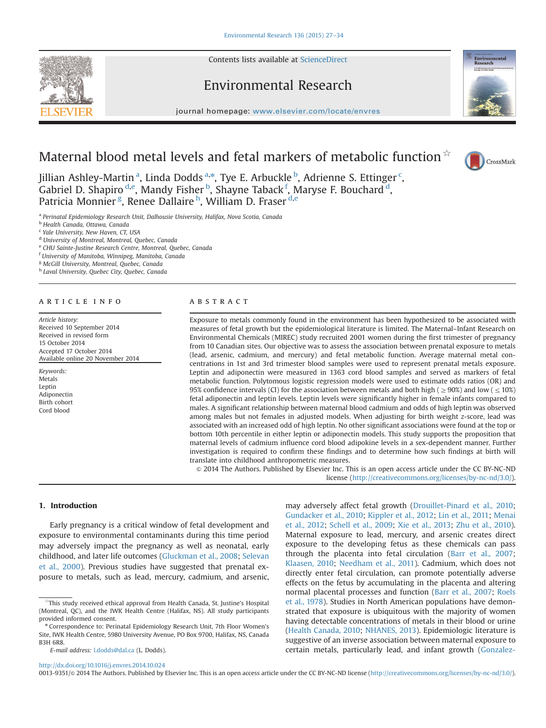# Maternal blood metal levels and fetal markers of metabolic function ☆

Jillian Ashley-Martin [a], Linda Dodds [a,*], Tye E. Arbuckle [b], Adrienne S. Ettinger [c], Gabriel D. Shapiro [d,e], Mandy Fisher [b], Shayne Taback [f], Maryse F. Bouchard [d], Patricia Monnier [g], Renee Dallaire [h], William D. Fraser [d,e]

[a] Perinatal Epidemiology Research Unit, Dalhousie University, Halifax, Nova Scotia, Canada
[b] Health Canada, Ottawa, Canada
[c] Yale University, New Haven, CT, USA
[d] University of Montreal, Montreal, Quebec, Canada
[e] CHU Sainte-Justine Research Centre, Montreal, Quebec, Canada
[f] University of Manitoba, Winnipeg, Manitoba, Canada
[g] McGill University, Montreal, Quebec, Canada
[h] Laval University, Quebec City, Quebec, Canada

## ARTICLE INFO

*Article history:*
Received 10 September 2014
Received in revised form
15 October 2014
Accepted 17 October 2014
Available online 20 November 2014

*Keywords:*
Metals
Leptin
Adiponectin
Birth cohort
Cord blood

## ABSTRACT

Exposure to metals commonly found in the environment has been hypothesized to be associated with measures of fetal growth but the epidemiological literature is limited. The Maternal–Infant Research on Environmental Chemicals (MIREC) study recruited 2001 women during the first trimester of pregnancy from 10 Canadian sites. Our objective was to assess the association between prenatal exposure to metals (lead, arsenic, cadmium, and mercury) and fetal metabolic function. Average maternal metal concentrations in 1st and 3rd trimester blood samples were used to represent prenatal metals exposure. Leptin and adiponectin were measured in 1363 cord blood samples and served as markers of fetal metabolic function. Polytomous logistic regression models were used to estimate odds ratios (OR) and 95% confidence intervals (CI) for the association between metals and both high ($\geq 90\%$) and low ($\leq 10\%$) fetal adiponectin and leptin levels. Leptin levels were significantly higher in female infants compared to males. A significant relationship between maternal blood cadmium and odds of high leptin was observed among males but not females in adjusted models. When adjusting for birth weight *z*-score, lead was associated with an increased odd of high leptin. No other significant associations were found at the top or bottom 10th percentile in either leptin or adiponectin models. This study supports the proposition that maternal levels of cadmium influence cord blood adipokine levels in a sex-dependent manner. Further investigation is required to confirm these findings and to determine how such findings at birth will translate into childhood anthropometric measures.

© 2014 The Authors. Published by Elsevier Inc. This is an open access article under the CC BY-NC-ND license (http://creativecommons.org/licenses/by-nc-nd/3.0/).

## 1. Introduction

Early pregnancy is a critical window of fetal development and exposure to environmental contaminants during this time period may adversely impact the pregnancy as well as neonatal, early childhood, and later life outcomes (Gluckman et al., 2008; Selevan et al., 2000). Previous studies have suggested that prenatal exposure to metals, such as lead, mercury, cadmium, and arsenic, may adversely affect fetal growth (Drouillet-Pinard et al., 2010; Gundacker et al., 2010; Kippler et al., 2012; Lin et al., 2011; Menai et al., 2012; Schell et al., 2009; Xie et al., 2013; Zhu et al., 2010). Maternal exposure to lead, mercury, and arsenic creates direct exposure to the developing fetus as these chemicals can pass through the placenta into fetal circulation (Barr et al., 2007; Klaasen, 2010; Needham et al., 2011). Cadmium, which does not directly enter fetal circulation, can promote potentially adverse effects on the fetus by accumulating in the placenta and altering normal placental processes and function (Barr et al., 2007; Roels et al., 1978). Studies in North American populations have demonstrated that exposure is ubiquitous with the majority of women having detectable concentrations of metals in their blood or urine (Health Canada, 2010; NHANES, 2013). Epidemiologic literature is suggestive of an inverse association between maternal exposure to certain metals, particularly lead, and infant growth (Gonzalez-

☆ This study received ethical approval from Health Canada, St. Justine's Hospital (Montreal, QC), and the IWK Health Centre (Halifax, NS). All study participants provided informed consent.

\* Correspondence to: Perinatal Epidemiology Research Unit, 7th Floor Women's Site, IWK Health Centre, 5980 University Avenue, PO Box 9700, Halifax, NS, Canada B3H 6R8.

*E-mail address:* l.dodds@dal.ca (L. Dodds).

http://dx.doi.org/10.1016/j.envres.2014.10.024
0013-9351/© 2014 The Authors. Published by Elsevier Inc. This is an open access article under the CC BY-NC-ND license (http://creativecommons.org/licenses/by-nc-nd/3.0/).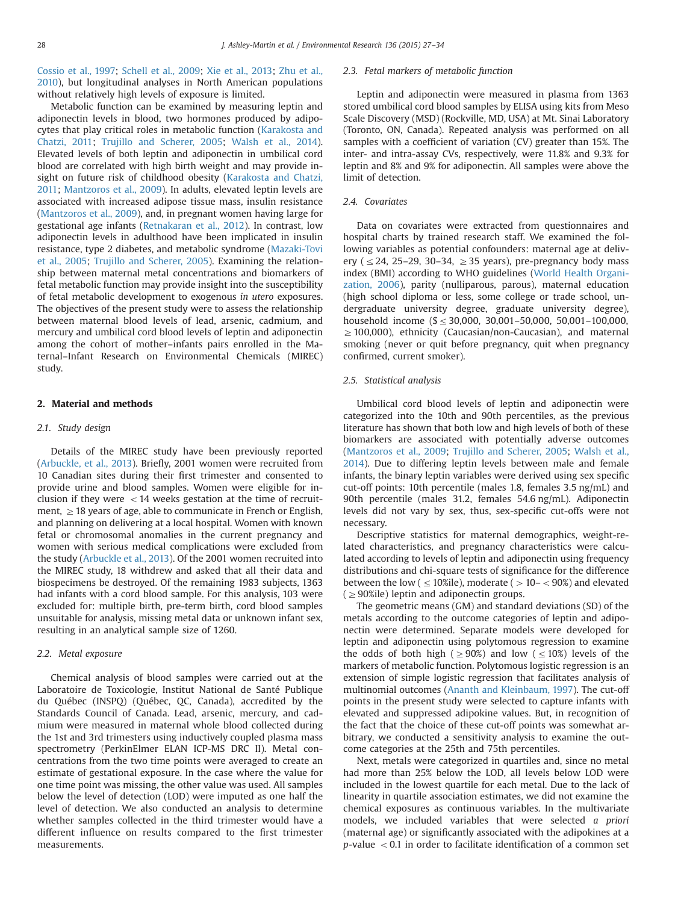Cossio et al., 1997; Schell et al., 2009; Xie et al., 2013; Zhu et al., 2010), but longitudinal analyses in North American populations without relatively high levels of exposure is limited.

Metabolic function can be examined by measuring leptin and adiponectin levels in blood, two hormones produced by adipocytes that play critical roles in metabolic function (Karakosta and Chatzi, 2011; Trujillo and Scherer, 2005; Walsh et al., 2014). Elevated levels of both leptin and adiponectin in umbilical cord blood are correlated with high birth weight and may provide insight on future risk of childhood obesity (Karakosta and Chatzi, 2011; Mantzoros et al., 2009). In adults, elevated leptin levels are associated with increased adipose tissue mass, insulin resistance (Mantzoros et al., 2009), and, in pregnant women having large for gestational age infants (Retnakaran et al., 2012). In contrast, low adiponectin levels in adulthood have been implicated in insulin resistance, type 2 diabetes, and metabolic syndrome (Mazaki-Tovi et al., 2005; Trujillo and Scherer, 2005). Examining the relationship between maternal metal concentrations and biomarkers of fetal metabolic function may provide insight into the susceptibility of fetal metabolic development to exogenous *in utero* exposures. The objectives of the present study were to assess the relationship between maternal blood levels of lead, arsenic, cadmium, and mercury and umbilical cord blood levels of leptin and adiponectin among the cohort of mother–infants pairs enrolled in the Maternal–Infant Research on Environmental Chemicals (MIREC) study.

## 2. Material and methods

### 2.1. Study design

Details of the MIREC study have been previously reported (Arbuckle, et al., 2013). Briefly, 2001 women were recruited from 10 Canadian sites during their first trimester and consented to provide urine and blood samples. Women were eligible for inclusion if they were $<14$ weeks gestation at the time of recruitment, $\geq 18$ years of age, able to communicate in French or English, and planning on delivering at a local hospital. Women with known fetal or chromosomal anomalies in the current pregnancy and women with serious medical complications were excluded from the study (Arbuckle et al., 2013). Of the 2001 women recruited into the MIREC study, 18 withdrew and asked that all their data and biospecimens be destroyed. Of the remaining 1983 subjects, 1363 had infants with a cord blood sample. For this analysis, 103 were excluded for: multiple birth, pre-term birth, cord blood samples unsuitable for analysis, missing metal data or unknown infant sex, resulting in an analytical sample size of 1260.

### 2.2. Metal exposure

Chemical analysis of blood samples were carried out at the Laboratoire de Toxicologie, Institut National de Santé Publique du Québec (INSPQ) (Québec, QC, Canada), accredited by the Standards Council of Canada. Lead, arsenic, mercury, and cadmium were measured in maternal whole blood collected during the 1st and 3rd trimesters using inductively coupled plasma mass spectrometry (PerkinElmer ELAN ICP-MS DRC II). Metal concentrations from the two time points were averaged to create an estimate of gestational exposure. In the case where the value for one time point was missing, the other value was used. All samples below the level of detection (LOD) were imputed as one half the level of detection. We also conducted an analysis to determine whether samples collected in the third trimester would have a different influence on results compared to the first trimester measurements.

### 2.3. Fetal markers of metabolic function

Leptin and adiponectin were measured in plasma from 1363 stored umbilical cord blood samples by ELISA using kits from Meso Scale Discovery (MSD) (Rockville, MD, USA) at Mt. Sinai Laboratory (Toronto, ON, Canada). Repeated analysis was performed on all samples with a coefficient of variation (CV) greater than 15%. The inter- and intra-assay CVs, respectively, were 11.8% and 9.3% for leptin and 8% and 9% for adiponectin. All samples were above the limit of detection.

### 2.4. Covariates

Data on covariates were extracted from questionnaires and hospital charts by trained research staff. We examined the following variables as potential confounders: maternal age at delivery ($\leq 24$, 25–29, 30–34, $\geq 35$ years), pre-pregnancy body mass index (BMI) according to WHO guidelines (World Health Organization, 2006), parity (nulliparous, parous), maternal education (high school diploma or less, some college or trade school, undergraduate university degree, graduate university degree), household income ($\$ \leq 30{,}000$, 30,001–50,000, 50,001–100,000, $\geq 100{,}000$), ethnicity (Caucasian/non-Caucasian), and maternal smoking (never or quit before pregnancy, quit when pregnancy confirmed, current smoker).

### 2.5. Statistical analysis

Umbilical cord blood levels of leptin and adiponectin were categorized into the 10th and 90th percentiles, as the previous literature has shown that both low and high levels of both of these biomarkers are associated with potentially adverse outcomes (Mantzoros et al., 2009; Trujillo and Scherer, 2005; Walsh et al., 2014). Due to differing leptin levels between male and female infants, the binary leptin variables were derived using sex specific cut-off points: 10th percentile (males 1.8, females 3.5 ng/mL) and 90th percentile (males 31.2, females 54.6 ng/mL). Adiponectin levels did not vary by sex, thus, sex-specific cut-offs were not necessary.

Descriptive statistics for maternal demographics, weight-related characteristics, and pregnancy characteristics were calculated according to levels of leptin and adiponectin using frequency distributions and chi-square tests of significance for the difference between the low ($\leq 10$%ile), moderate ($>10$–$<90$%) and elevated ($\geq 90$%ile) leptin and adiponectin groups.

The geometric means (GM) and standard deviations (SD) of the metals according to the outcome categories of leptin and adiponectin were determined. Separate models were developed for leptin and adiponectin using polytomous regression to examine the odds of both high ($\geq 90$%) and low ($\leq 10$%) levels of the markers of metabolic function. Polytomous logistic regression is an extension of simple logistic regression that facilitates analysis of multinomial outcomes (Ananth and Kleinbaum, 1997). The cut-off points in the present study were selected to capture infants with elevated and suppressed adipokine values. But, in recognition of the fact that the choice of these cut-off points was somewhat arbitrary, we conducted a sensitivity analysis to examine the outcome categories at the 25th and 75th percentiles.

Next, metals were categorized in quartiles and, since no metal had more than 25% below the LOD, all levels below LOD were included in the lowest quartile for each metal. Due to the lack of linearity in quartile association estimates, we did not examine the chemical exposures as continuous variables. In the multivariate models, we included variables that were selected *a priori* (maternal age) or significantly associated with the adipokines at a $p$-value $<0.1$ in order to facilitate identification of a common set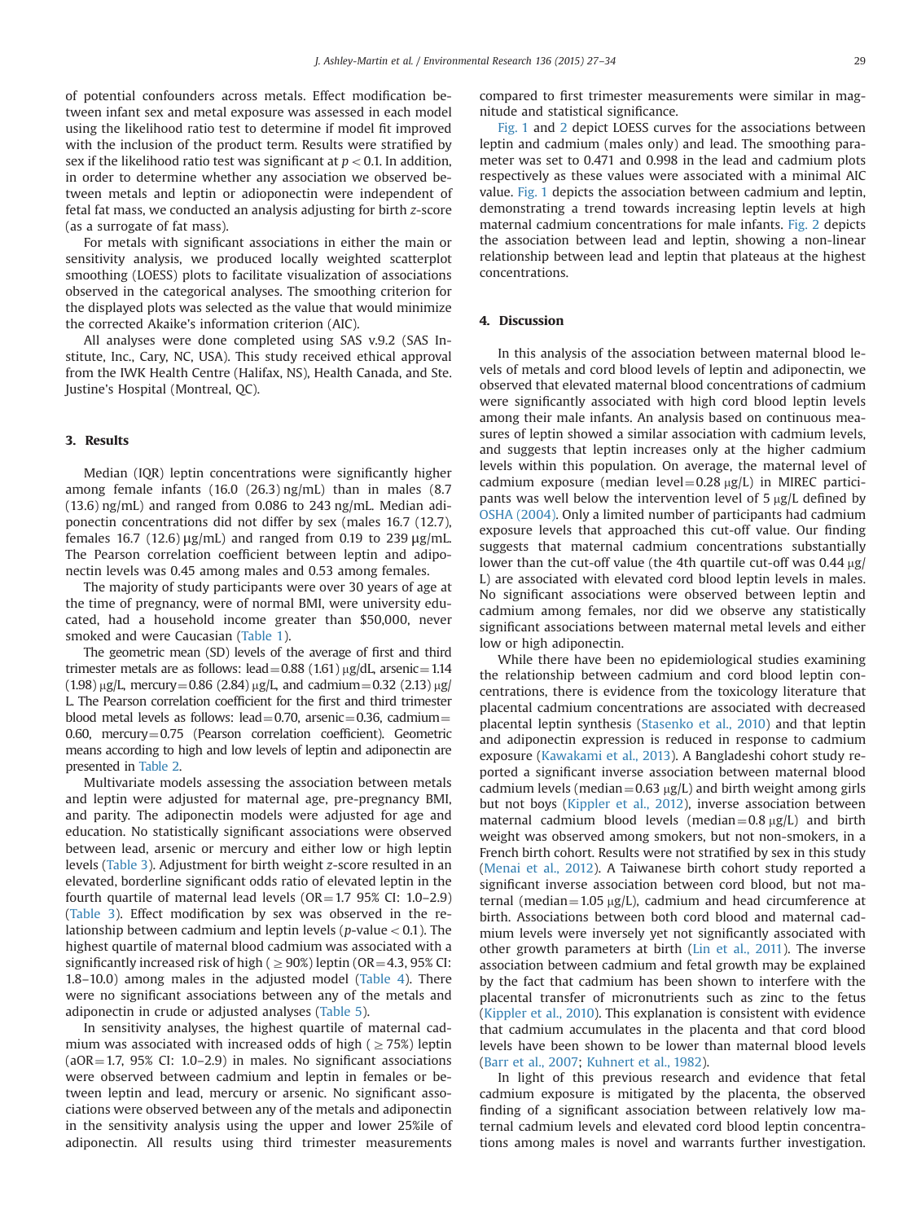of potential confounders across metals. Effect modification between infant sex and metal exposure was assessed in each model using the likelihood ratio test to determine if model fit improved with the inclusion of the product term. Results were stratified by sex if the likelihood ratio test was significant at $p < 0.1$. In addition, in order to determine whether any association we observed between metals and leptin or adioponectin were independent of fetal fat mass, we conducted an analysis adjusting for birth $z$-score (as a surrogate of fat mass).

For metals with significant associations in either the main or sensitivity analysis, we produced locally weighted scatterplot smoothing (LOESS) plots to facilitate visualization of associations observed in the categorical analyses. The smoothing criterion for the displayed plots was selected as the value that would minimize the corrected Akaike's information criterion (AIC).

All analyses were done completed using SAS v.9.2 (SAS Institute, Inc., Cary, NC, USA). This study received ethical approval from the IWK Health Centre (Halifax, NS), Health Canada, and Ste. Justine's Hospital (Montreal, QC).

## 3. Results

Median (IQR) leptin concentrations were significantly higher among female infants (16.0 (26.3) ng/mL) than in males (8.7 (13.6) ng/mL) and ranged from 0.086 to 243 ng/mL. Median adiponectin concentrations did not differ by sex (males 16.7 (12.7), females 16.7 (12.6) μg/mL) and ranged from 0.19 to 239 μg/mL. The Pearson correlation coefficient between leptin and adiponectin levels was 0.45 among males and 0.53 among females.

The majority of study participants were over 30 years of age at the time of pregnancy, were of normal BMI, were university educated, had a household income greater than $50,000, never smoked and were Caucasian (Table 1).

The geometric mean (SD) levels of the average of first and third trimester metals are as follows: lead = 0.88 (1.61) μg/dL, arsenic = 1.14 (1.98) μg/L, mercury = 0.86 (2.84) μg/L, and cadmium = 0.32 (2.13) μg/L. The Pearson correlation coefficient for the first and third trimester blood metal levels as follows: lead = 0.70, arsenic = 0.36, cadmium = 0.60, mercury = 0.75 (Pearson correlation coefficient). Geometric means according to high and low levels of leptin and adiponectin are presented in Table 2.

Multivariate models assessing the association between metals and leptin were adjusted for maternal age, pre-pregnancy BMI, and parity. The adiponectin models were adjusted for age and education. No statistically significant associations were observed between lead, arsenic or mercury and either low or high leptin levels (Table 3). Adjustment for birth weight $z$-score resulted in an elevated, borderline significant odds ratio of elevated leptin in the fourth quartile of maternal lead levels (OR = 1.7 95% CI: 1.0–2.9) (Table 3). Effect modification by sex was observed in the relationship between cadmium and leptin levels ($p$-value < 0.1). The highest quartile of maternal blood cadmium was associated with a significantly increased risk of high (≥ 90%) leptin (OR = 4.3, 95% CI: 1.8–10.0) among males in the adjusted model (Table 4). There were no significant associations between any of the metals and adiponectin in crude or adjusted analyses (Table 5).

In sensitivity analyses, the highest quartile of maternal cadmium was associated with increased odds of high (≥ 75%) leptin (aOR = 1.7, 95% CI: 1.0–2.9) in males. No significant associations were observed between cadmium and leptin in females or between leptin and lead, mercury or arsenic. No significant associations were observed between any of the metals and adiponectin in the sensitivity analysis using the upper and lower 25%ile of adiponectin. All results using third trimester measurements compared to first trimester measurements were similar in magnitude and statistical significance.

Fig. 1 and 2 depict LOESS curves for the associations between leptin and cadmium (males only) and lead. The smoothing parameter was set to 0.471 and 0.998 in the lead and cadmium plots respectively as these values were associated with a minimal AIC value. Fig. 1 depicts the association between cadmium and leptin, demonstrating a trend towards increasing leptin levels at high maternal cadmium concentrations for male infants. Fig. 2 depicts the association between lead and leptin, showing a non-linear relationship between lead and leptin that plateaus at the highest concentrations.

## 4. Discussion

In this analysis of the association between maternal blood levels of metals and cord blood levels of leptin and adiponectin, we observed that elevated maternal blood concentrations of cadmium were significantly associated with high cord blood leptin levels among their male infants. An analysis based on continuous measures of leptin showed a similar association with cadmium levels, and suggests that leptin increases only at the higher cadmium levels within this population. On average, the maternal level of cadmium exposure (median level = 0.28 μg/L) in MIREC participants was well below the intervention level of 5 μg/L defined by OSHA (2004). Only a limited number of participants had cadmium exposure levels that approached this cut-off value. Our finding suggests that maternal cadmium concentrations substantially lower than the cut-off value (the 4th quartile cut-off was 0.44 μg/L) are associated with elevated cord blood leptin levels in males. No significant associations were observed between leptin and cadmium among females, nor did we observe any statistically significant associations between maternal metal levels and either low or high adiponectin.

While there have been no epidemiological studies examining the relationship between cadmium and cord blood leptin concentrations, there is evidence from the toxicology literature that placental cadmium concentrations are associated with decreased placental leptin synthesis (Stasenko et al., 2010) and that leptin and adiponectin expression is reduced in response to cadmium exposure (Kawakami et al., 2013). A Bangladeshi cohort study reported a significant inverse association between maternal blood cadmium levels (median = 0.63 μg/L) and birth weight among girls but not boys (Kippler et al., 2012), inverse association between maternal cadmium blood levels (median = 0.8 μg/L) and birth weight was observed among smokers, but not non-smokers, in a French birth cohort. Results were not stratified by sex in this study (Menai et al., 2012). A Taiwanese birth cohort study reported a significant inverse association between cord blood, but not maternal (median = 1.05 μg/L), cadmium and head circumference at birth. Associations between both cord blood and maternal cadmium levels were inversely yet not significantly associated with other growth parameters at birth (Lin et al., 2011). The inverse association between cadmium and fetal growth may be explained by the fact that cadmium has been shown to interfere with the placental transfer of micronutrients such as zinc to the fetus (Kippler et al., 2010). This explanation is consistent with evidence that cadmium accumulates in the placenta and that cord blood levels have been shown to be lower than maternal blood levels (Barr et al., 2007; Kuhnert et al., 1982).

In light of this previous research and evidence that fetal cadmium exposure is mitigated by the placenta, the observed finding of a significant association between relatively low maternal cadmium levels and elevated cord blood leptin concentrations among males is novel and warrants further investigation.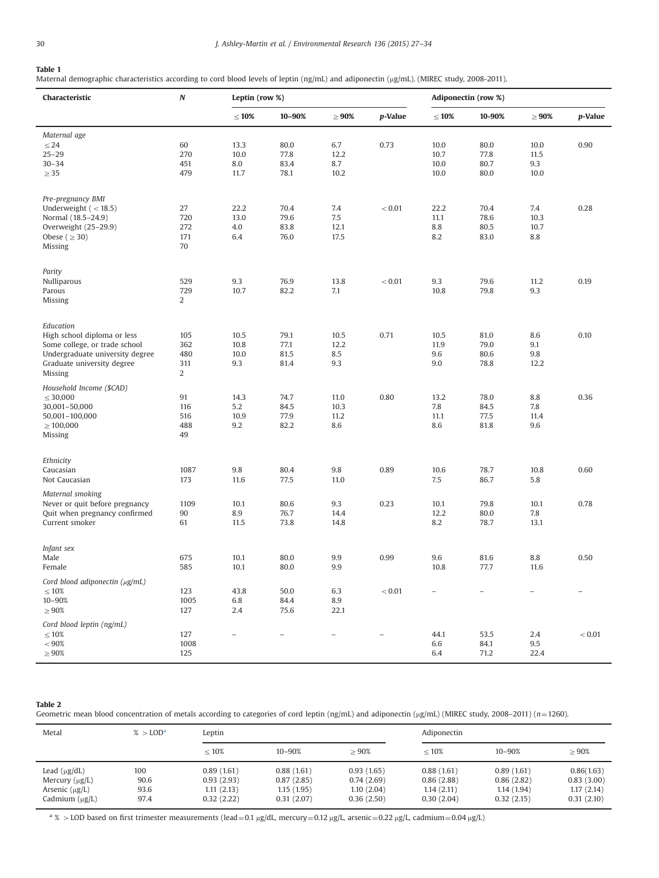**Table 1**
Maternal demographic characteristics according to cord blood levels of leptin (ng/mL) and adiponectin (μg/mL). (MIREC study, 2008-2011).

| Characteristic | N | Leptin (row %) | | | | Adiponectin (row %) | | | |
|---|---|---|---|---|---|---|---|---|---|
| | | ≤10% | 10–90% | ≥90% | p-Value | ≤10% | 10-90% | ≥90% | p-Value |
| *Maternal age* | | | | | | | | | |
| ≤24 | 60 | 13.3 | 80.0 | 6.7 | 0.73 | 10.0 | 80.0 | 10.0 | 0.90 |
| 25–29 | 270 | 10.0 | 77.8 | 12.2 | | 10.7 | 77.8 | 11.5 | |
| 30–34 | 451 | 8.0 | 83.4 | 8.7 | | 10.0 | 80.7 | 9.3 | |
| ≥35 | 479 | 11.7 | 78.1 | 10.2 | | 10.0 | 80.0 | 10.0 | |
| *Pre-pregnancy BMI* | | | | | | | | | |
| Underweight (<18.5) | 27 | 22.2 | 70.4 | 7.4 | <0.01 | 22.2 | 70.4 | 7.4 | 0.28 |
| Normal (18.5–24.9) | 720 | 13.0 | 79.6 | 7.5 | | 11.1 | 78.6 | 10.3 | |
| Overweight (25–29.9) | 272 | 4.0 | 83.8 | 12.1 | | 8.8 | 80.5 | 10.7 | |
| Obese (≥30) | 171 | 6.4 | 76.0 | 17.5 | | 8.2 | 83.0 | 8.8 | |
| Missing | 70 | | | | | | | | |
| *Parity* | | | | | | | | | |
| Nulliparous | 529 | 9.3 | 76.9 | 13.8 | <0.01 | 9.3 | 79.6 | 11.2 | 0.19 |
| Parous | 729 | 10.7 | 82.2 | 7.1 | | 10.8 | 79.8 | 9.3 | |
| Missing | 2 | | | | | | | | |
| *Education* | | | | | | | | | |
| High school diploma or less | 105 | 10.5 | 79.1 | 10.5 | 0.71 | 10.5 | 81.0 | 8.6 | 0.10 |
| Some college, or trade school | 362 | 10.8 | 77.1 | 12.2 | | 11.9 | 79.0 | 9.1 | |
| Undergraduate university degree | 480 | 10.0 | 81.5 | 8.5 | | 9.6 | 80.6 | 9.8 | |
| Graduate university degree | 311 | 9.3 | 81.4 | 9.3 | | 9.0 | 78.8 | 12.2 | |
| Missing | 2 | | | | | | | | |
| *Household Income ($CAD)* | | | | | | | | | |
| ≤30,000 | 91 | 14.3 | 74.7 | 11.0 | 0.80 | 13.2 | 78.0 | 8.8 | 0.36 |
| 30,001–50,000 | 116 | 5.2 | 84.5 | 10.3 | | 7.8 | 84.5 | 7.8 | |
| 50,001–100,000 | 516 | 10.9 | 77.9 | 11.2 | | 11.1 | 77.5 | 11.4 | |
| ≥100,000 | 488 | 9.2 | 82.2 | 8.6 | | 8.6 | 81.8 | 9.6 | |
| Missing | 49 | | | | | | | | |
| *Ethnicity* | | | | | | | | | |
| Caucasian | 1087 | 9.8 | 80.4 | 9.8 | 0.89 | 10.6 | 78.7 | 10.8 | 0.60 |
| Not Caucasian | 173 | 11.6 | 77.5 | 11.0 | | 7.5 | 86.7 | 5.8 | |
| *Maternal smoking* | | | | | | | | | |
| Never or quit before pregnancy | 1109 | 10.1 | 80.6 | 9.3 | 0.23 | 10.1 | 79.8 | 10.1 | 0.78 |
| Quit when pregnancy confirmed | 90 | 8.9 | 76.7 | 14.4 | | 12.2 | 80.0 | 7.8 | |
| Current smoker | 61 | 11.5 | 73.8 | 14.8 | | 8.2 | 78.7 | 13.1 | |
| *Infant sex* | | | | | | | | | |
| Male | 675 | 10.1 | 80.0 | 9.9 | 0.99 | 9.6 | 81.6 | 8.8 | 0.50 |
| Female | 585 | 10.1 | 80.0 | 9.9 | | 10.8 | 77.7 | 11.6 | |
| *Cord blood adiponectin (μg/mL)* | | | | | | | | | |
| ≤10% | 123 | 43.8 | 50.0 | 6.3 | <0.01 | – | – | – | – |
| 10–90% | 1005 | 6.8 | 84.4 | 8.9 | | | | | |
| ≥90% | 127 | 2.4 | 75.6 | 22.1 | | | | | |
| *Cord blood leptin (ng/mL)* | | | | | | | | | |
| ≤10% | 127 | – | – | – | – | 44.1 | 53.5 | 2.4 | <0.01 |
| <90% | 1008 | | | | | 6.6 | 84.1 | 9.5 | |
| ≥90% | 125 | | | | | 6.4 | 71.2 | 22.4 | |

**Table 2**
Geometric mean blood concentration of metals according to categories of cord leptin (ng/mL) and adiponectin (μg/mL) (MIREC study, 2008–2011) ($n$=1260).

| Metal | % >LOD[a] | Leptin | | | Adiponectin | | |
|---|---|---|---|---|---|---|---|
| | | ≤10% | 10–90% | ≥90% | ≤10% | 10–90% | ≥90% |
| Lead (μg/dL) | 100 | 0.89 (1.61) | 0.88 (1.61) | 0.93 (1.65) | 0.88 (1.61) | 0.89 (1.61) | 0.86(1.63) |
| Mercury (μg/L) | 90.6 | 0.93 (2.93) | 0.87 (2.85) | 0.74 (2.69) | 0.86 (2.88) | 0.86 (2.82) | 0.83 (3.00) |
| Arsenic (μg/L) | 93.6 | 1.11 (2.13) | 1.15 (1.95) | 1.10 (2.04) | 1.14 (2.11) | 1.14 (1.94) | 1.17 (2.14) |
| Cadmium (μg/L) | 97.4 | 0.32 (2.22) | 0.31 (2.07) | 0.36 (2.50) | 0.30 (2.04) | 0.32 (2.15) | 0.31 (2.10) |

[a] % >LOD based on first trimester measurements (lead=0.1 μg/dL, mercury=0.12 μg/L, arsenic=0.22 μg/L, cadmium=0.04 μg/L)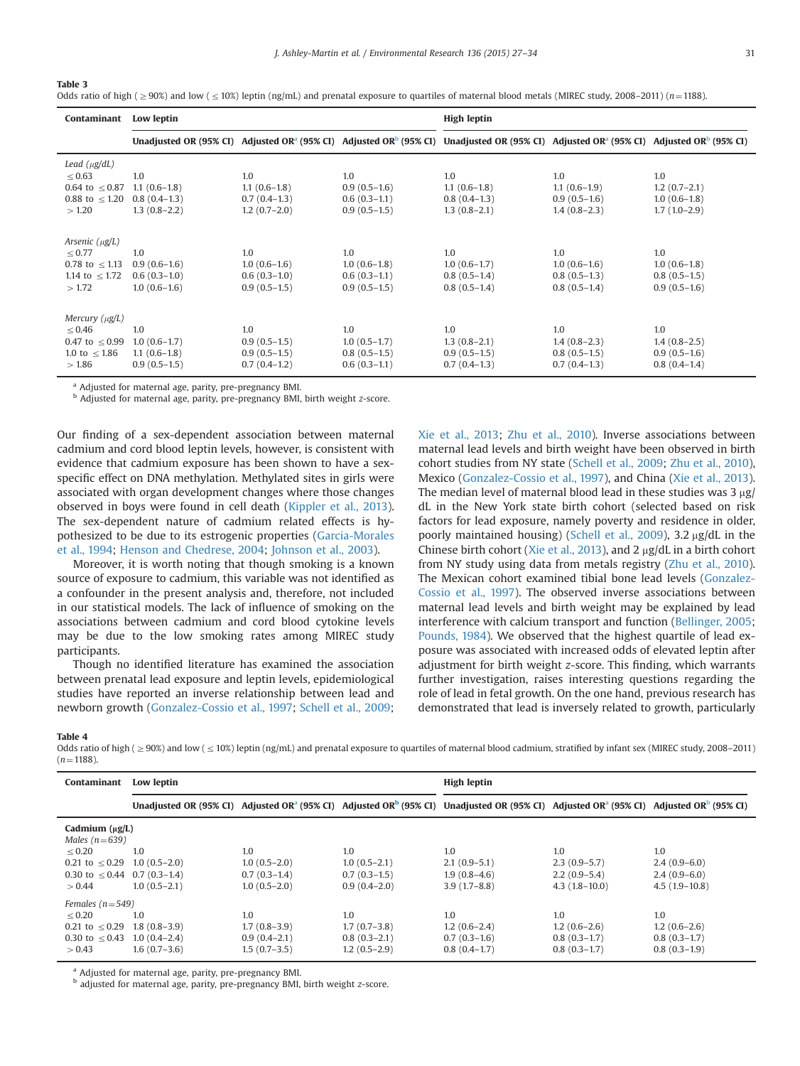**Table 3**
Odds ratio of high (≥90%) and low (≤10%) leptin (ng/mL) and prenatal exposure to quartiles of maternal blood metals (MIREC study, 2008–2011) (n=1188).

| Contaminant | Low leptin | | | High leptin | | |
|---|---|---|---|---|---|---|
| | Unadjusted OR (95% CI) | Adjusted OR[a] (95% CI) | Adjusted OR[b] (95% CI) | Unadjusted OR (95% CI) | Adjusted OR[a] (95% CI) | Adjusted OR[b] (95% CI) |
| *Lead (μg/dL)* | | | | | | |
| ≤0.63 | 1.0 | 1.0 | 1.0 | 1.0 | 1.0 | 1.0 |
| 0.64 to ≤0.87 | 1.1 (0.6–1.8) | 1.1 (0.6–1.8) | 0.9 (0.5–1.6) | 1.1 (0.6–1.8) | 1.1 (0.6–1.9) | 1.2 (0.7–2.1) |
| 0.88 to ≤1.20 | 0.8 (0.4–1.3) | 0.7 (0.4–1.3) | 0.6 (0.3–1.1) | 0.8 (0.4–1.3) | 0.9 (0.5–1.6) | 1.0 (0.6–1.8) |
| >1.20 | 1.3 (0.8–2.2) | 1.2 (0.7–2.0) | 0.9 (0.5–1.5) | 1.3 (0.8–2.1) | 1.4 (0.8–2.3) | 1.7 (1.0–2.9) |
| *Arsenic (μg/L)* | | | | | | |
| ≤0.77 | 1.0 | 1.0 | 1.0 | 1.0 | 1.0 | 1.0 |
| 0.78 to ≤1.13 | 0.9 (0.6–1.6) | 1.0 (0.6–1.6) | 1.0 (0.6–1.8) | 1.0 (0.6–1.7) | 1.0 (0.6–1.6) | 1.0 (0.6–1.8) |
| 1.14 to ≤1.72 | 0.6 (0.3–1.0) | 0.6 (0.3–1.0) | 0.6 (0.3–1.1) | 0.8 (0.5–1.4) | 0.8 (0.5–1.3) | 0.8 (0.5–1.5) |
| >1.72 | 1.0 (0.6–1.6) | 0.9 (0.5–1.5) | 0.9 (0.5–1.5) | 0.8 (0.5–1.4) | 0.8 (0.5–1.4) | 0.9 (0.5–1.6) |
| *Mercury (μg/L)* | | | | | | |
| ≤0.46 | 1.0 | 1.0 | 1.0 | 1.0 | 1.0 | 1.0 |
| 0.47 to ≤0.99 | 1.0 (0.6–1.7) | 0.9 (0.5–1.5) | 1.0 (0.5–1.7) | 1.3 (0.8–2.1) | 1.4 (0.8–2.3) | 1.4 (0.8–2.5) |
| 1.0 to ≤1.86 | 1.1 (0.6–1.8) | 0.9 (0.5–1.5) | 0.8 (0.5–1.5) | 0.9 (0.5–1.5) | 0.8 (0.5–1.5) | 0.9 (0.5–1.6) |
| >1.86 | 0.9 (0.5–1.5) | 0.7 (0.4–1.2) | 0.6 (0.3–1.1) | 0.7 (0.4–1.3) | 0.7 (0.4–1.3) | 0.8 (0.4–1.4) |

[a] Adjusted for maternal age, parity, pre-pregnancy BMI.
[b] Adjusted for maternal age, parity, pre-pregnancy BMI, birth weight z-score.

Our finding of a sex-dependent association between maternal cadmium and cord blood leptin levels, however, is consistent with evidence that cadmium exposure has been shown to have a sex-specific effect on DNA methylation. Methylated sites in girls were associated with organ development changes where those changes observed in boys were found in cell death (Kippler et al., 2013). The sex-dependent nature of cadmium related effects is hypothesized to be due to its estrogenic properties (Garcia-Morales et al., 1994; Henson and Chedrese, 2004; Johnson et al., 2003).

Moreover, it is worth noting that though smoking is a known source of exposure to cadmium, this variable was not identified as a confounder in the present analysis and, therefore, not included in our statistical models. The lack of influence of smoking on the associations between cadmium and cord blood cytokine levels may be due to the low smoking rates among MIREC study participants.

Though no identified literature has examined the association between prenatal lead exposure and leptin levels, epidemiological studies have reported an inverse relationship between lead and newborn growth (Gonzalez-Cossio et al., 1997; Schell et al., 2009; Xie et al., 2013; Zhu et al., 2010). Inverse associations between maternal lead levels and birth weight have been observed in birth cohort studies from NY state (Schell et al., 2009; Zhu et al., 2010), Mexico (Gonzalez-Cossio et al., 1997), and China (Xie et al., 2013). The median level of maternal blood lead in these studies was 3 μg/dL in the New York state birth cohort (selected based on risk factors for lead exposure, namely poverty and residence in older, poorly maintained housing) (Schell et al., 2009), 3.2 μg/dL in the Chinese birth cohort (Xie et al., 2013), and 2 μg/dL in a birth cohort from NY study using data from metals registry (Zhu et al., 2010). The Mexican cohort examined tibial bone lead levels (Gonzalez-Cossio et al., 1997). The observed inverse associations between maternal lead levels and birth weight may be explained by lead interference with calcium transport and function (Bellinger, 2005; Pounds, 1984). We observed that the highest quartile of lead exposure was associated with increased odds of elevated leptin after adjustment for birth weight z-score. This finding, which warrants further investigation, raises interesting questions regarding the role of lead in fetal growth. On the one hand, previous research has demonstrated that lead is inversely related to growth, particularly

**Table 4**
Odds ratio of high (≥90%) and low (≤10%) leptin (ng/mL) and prenatal exposure to quartiles of maternal blood cadmium, stratified by infant sex (MIREC study, 2008–2011) (n=1188).

| Contaminant | Low leptin | | | High leptin | | |
|---|---|---|---|---|---|---|
| | Unadjusted OR (95% CI) | Adjusted OR[a] (95% CI) | Adjusted OR[b] (95% CI) | Unadjusted OR (95% CI) | Adjusted OR[a] (95% CI) | Adjusted OR[b] (95% CI) |
| **Cadmium (μg/L)** | | | | | | |
| *Males (n=639)* | | | | | | |
| ≤0.20 | 1.0 | 1.0 | 1.0 | 1.0 | 1.0 | 1.0 |
| 0.21 to ≤0.29 | 1.0 (0.5–2.0) | 1.0 (0.5–2.0) | 1.0 (0.5–2.1) | 2.1 (0.9–5.1) | 2.3 (0.9–5.7) | 2.4 (0.9–6.0) |
| 0.30 to ≤0.44 | 0.7 (0.3–1.4) | 0.7 (0.3–1.4) | 0.7 (0.3–1.5) | 1.9 (0.8–4.6) | 2.2 (0.9–5.4) | 2.4 (0.9–6.0) |
| >0.44 | 1.0 (0.5–2.1) | 1.0 (0.5–2.0) | 0.9 (0.4–2.0) | 3.9 (1.7–8.8) | 4.3 (1.8–10.0) | 4.5 (1.9–10.8) |
| *Females (n=549)* | | | | | | |
| ≤0.20 | 1.0 | 1.0 | 1.0 | 1.0 | 1.0 | 1.0 |
| 0.21 to ≤0.29 | 1.8 (0.8–3.9) | 1.7 (0.8–3.9) | 1.7 (0.7–3.8) | 1.2 (0.6–2.4) | 1.2 (0.6–2.6) | 1.2 (0.6–2.6) |
| 0.30 to ≤0.43 | 1.0 (0.4–2.4) | 0.9 (0.4–2.1) | 0.8 (0.3–2.1) | 0.7 (0.3–1.6) | 0.8 (0.3–1.7) | 0.8 (0.3–1.7) |
| >0.43 | 1.6 (0.7–3.6) | 1.5 (0.7–3.5) | 1.2 (0.5–2.9) | 0.8 (0.4–1.7) | 0.8 (0.3–1.7) | 0.8 (0.3–1.9) |

[a] Adjusted for maternal age, parity, pre-pregnancy BMI.
[b] adjusted for maternal age, parity, pre-pregnancy BMI, birth weight z-score.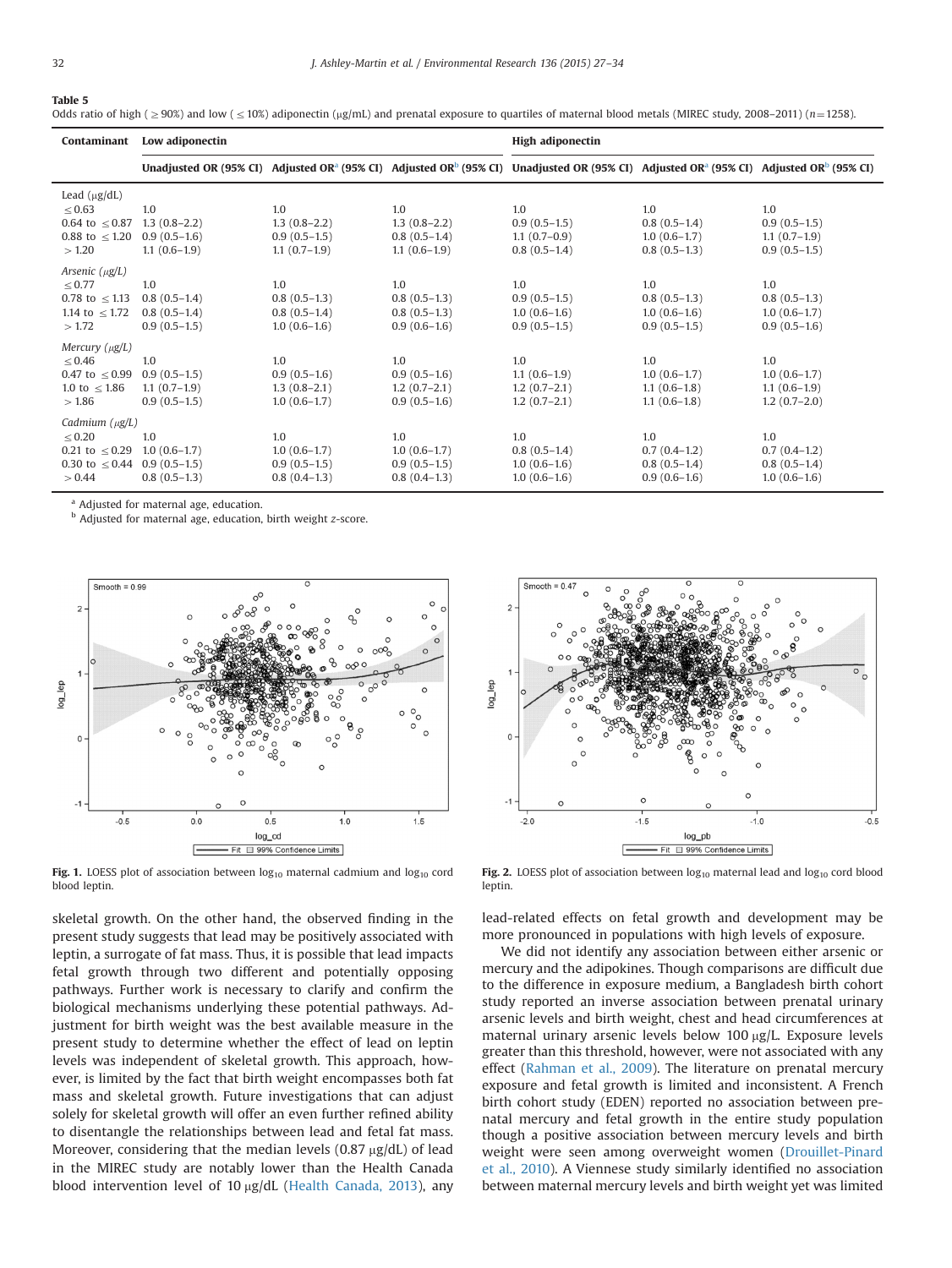**Table 5**
Odds ratio of high (≥90%) and low (≤10%) adiponectin (μg/mL) and prenatal exposure to quartiles of maternal blood metals (MIREC study, 2008–2011) ($n$=1258).

| Contaminant | Low adiponectin | | | High adiponectin | | |
|---|---|---|---|---|---|---|
| | Unadjusted OR (95% CI) | Adjusted OR[a] (95% CI) | Adjusted OR[b] (95% CI) | Unadjusted OR (95% CI) | Adjusted OR[a] (95% CI) | Adjusted OR[b] (95% CI) |
| Lead (μg/dL) | | | | | | |
| ≤0.63 | 1.0 | 1.0 | 1.0 | 1.0 | 1.0 | 1.0 |
| 0.64 to ≤0.87 | 1.3 (0.8–2.2) | 1.3 (0.8–2.2) | 1.3 (0.8–2.2) | 0.9 (0.5–1.5) | 0.8 (0.5–1.4) | 0.9 (0.5–1.5) |
| 0.88 to ≤1.20 | 0.9 (0.5–1.6) | 0.9 (0.5–1.5) | 0.8 (0.5–1.4) | 1.1 (0.7–0.9) | 1.0 (0.6–1.7) | 1.1 (0.7–1.9) |
| >1.20 | 1.1 (0.6–1.9) | 1.1 (0.7–1.9) | 1.1 (0.6–1.9) | 0.8 (0.5–1.4) | 0.8 (0.5–1.3) | 0.9 (0.5–1.5) |
| *Arsenic (μg/L)* | | | | | | |
| ≤0.77 | 1.0 | 1.0 | 1.0 | 1.0 | 1.0 | 1.0 |
| 0.78 to ≤1.13 | 0.8 (0.5–1.4) | 0.8 (0.5–1.3) | 0.8 (0.5–1.3) | 0.9 (0.5–1.5) | 0.8 (0.5–1.3) | 0.8 (0.5–1.3) |
| 1.14 to ≤1.72 | 0.8 (0.5–1.4) | 0.8 (0.5–1.4) | 0.8 (0.5–1.3) | 1.0 (0.6–1.6) | 1.0 (0.6–1.6) | 1.0 (0.6–1.7) |
| >1.72 | 0.9 (0.5–1.5) | 1.0 (0.6–1.6) | 0.9 (0.6–1.6) | 0.9 (0.5–1.5) | 0.9 (0.5–1.5) | 0.9 (0.5–1.6) |
| *Mercury (μg/L)* | | | | | | |
| ≤0.46 | 1.0 | 1.0 | 1.0 | 1.0 | 1.0 | 1.0 |
| 0.47 to ≤0.99 | 0.9 (0.5–1.5) | 0.9 (0.5–1.6) | 0.9 (0.5–1.6) | 1.1 (0.6–1.9) | 1.0 (0.6–1.7) | 1.0 (0.6–1.7) |
| 1.0 to ≤1.86 | 1.1 (0.7–1.9) | 1.3 (0.8–2.1) | 1.2 (0.7–2.1) | 1.2 (0.7–2.1) | 1.1 (0.6–1.8) | 1.1 (0.6–1.9) |
| >1.86 | 0.9 (0.5–1.5) | 1.0 (0.6–1.7) | 0.9 (0.5–1.6) | 1.2 (0.7–2.1) | 1.1 (0.6–1.8) | 1.2 (0.7–2.0) |
| *Cadmium (μg/L)* | | | | | | |
| ≤0.20 | 1.0 | 1.0 | 1.0 | 1.0 | 1.0 | 1.0 |
| 0.21 to ≤0.29 | 1.0 (0.6–1.7) | 1.0 (0.6–1.7) | 1.0 (0.6–1.7) | 0.8 (0.5–1.4) | 0.7 (0.4–1.2) | 0.7 (0.4–1.2) |
| 0.30 to ≤0.44 | 0.9 (0.5–1.5) | 0.9 (0.5–1.5) | 0.9 (0.5–1.5) | 1.0 (0.6–1.6) | 0.8 (0.5–1.4) | 0.8 (0.5–1.4) |
| >0.44 | 0.8 (0.5–1.3) | 0.8 (0.4–1.3) | 0.8 (0.4–1.3) | 1.0 (0.6–1.6) | 0.9 (0.6–1.6) | 1.0 (0.6–1.6) |

[a] Adjusted for maternal age, education.
[b] Adjusted for maternal age, education, birth weight $z$-score.

**Fig. 1.** LOESS plot of association between $\log_{10}$ maternal cadmium and $\log_{10}$ cord blood leptin.

**Fig. 2.** LOESS plot of association between $\log_{10}$ maternal lead and $\log_{10}$ cord blood leptin.

skeletal growth. On the other hand, the observed finding in the present study suggests that lead may be positively associated with leptin, a surrogate of fat mass. Thus, it is possible that lead impacts fetal growth through two different and potentially opposing pathways. Further work is necessary to clarify and confirm the biological mechanisms underlying these potential pathways. Adjustment for birth weight was the best available measure in the present study to determine whether the effect of lead on leptin levels was independent of skeletal growth. This approach, however, is limited by the fact that birth weight encompasses both fat mass and skeletal growth. Future investigations that can adjust solely for skeletal growth will offer an even further refined ability to disentangle the relationships between lead and fetal fat mass. Moreover, considering that the median levels (0.87 μg/dL) of lead in the MIREC study are notably lower than the Health Canada blood intervention level of 10 μg/dL (Health Canada, 2013), any lead-related effects on fetal growth and development may be more pronounced in populations with high levels of exposure.

We did not identify any association between either arsenic or mercury and the adipokines. Though comparisons are difficult due to the difference in exposure medium, a Bangladesh birth cohort study reported an inverse association between prenatal urinary arsenic levels and birth weight, chest and head circumferences at maternal urinary arsenic levels below 100 μg/L. Exposure levels greater than this threshold, however, were not associated with any effect (Rahman et al., 2009). The literature on prenatal mercury exposure and fetal growth is limited and inconsistent. A French birth cohort study (EDEN) reported no association between prenatal mercury and fetal growth in the entire study population though a positive association between mercury levels and birth weight were seen among overweight women (Drouillet-Pinard et al., 2010). A Viennese study similarly identified no association between maternal mercury levels and birth weight yet was limited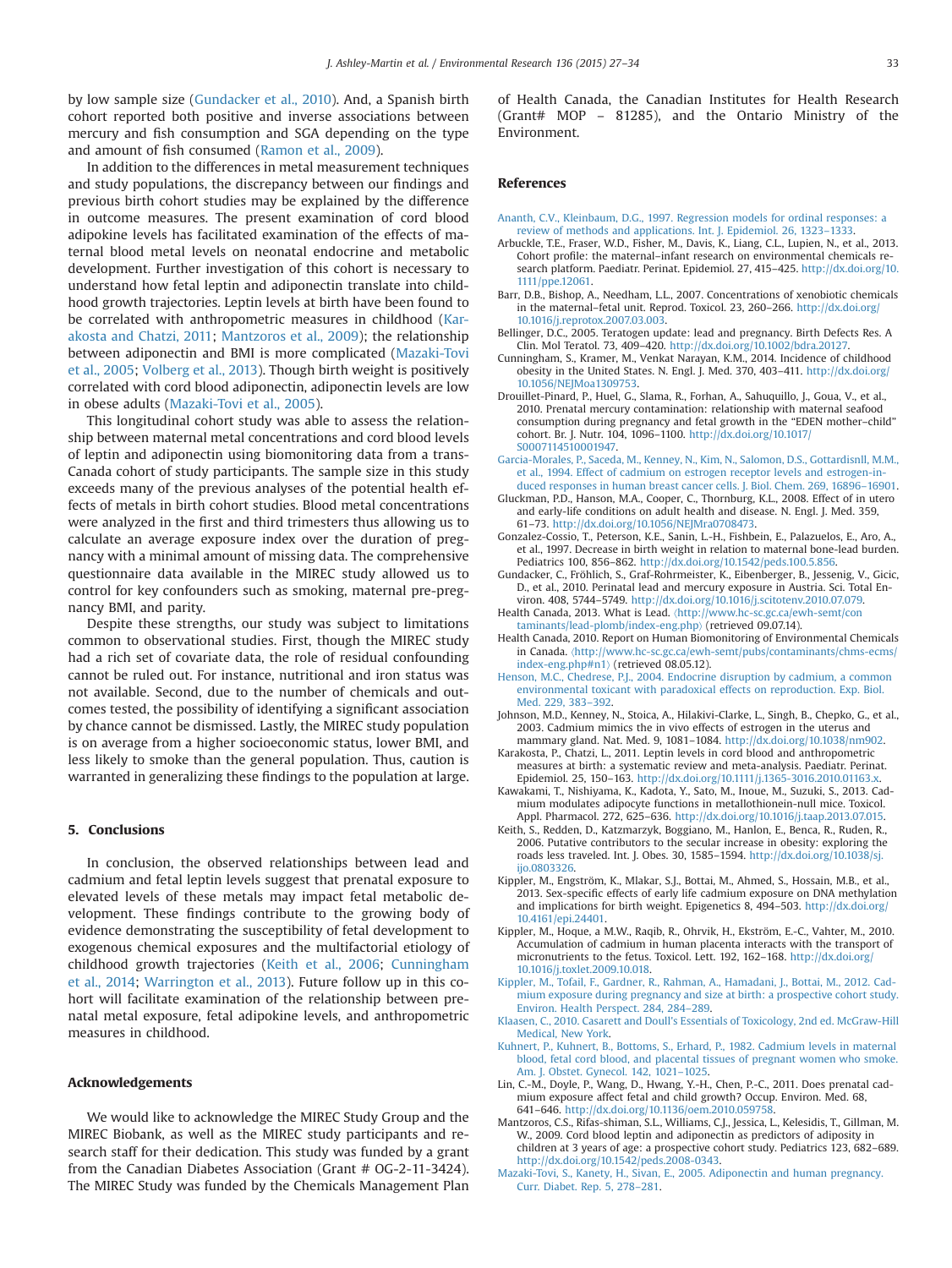by low sample size (Gundacker et al., 2010). And, a Spanish birth cohort reported both positive and inverse associations between mercury and fish consumption and SGA depending on the type and amount of fish consumed (Ramon et al., 2009).

In addition to the differences in metal measurement techniques and study populations, the discrepancy between our findings and previous birth cohort studies may be explained by the difference in outcome measures. The present examination of cord blood adipokine levels has facilitated examination of the effects of maternal blood metal levels on neonatal endocrine and metabolic development. Further investigation of this cohort is necessary to understand how fetal leptin and adiponectin translate into childhood growth trajectories. Leptin levels at birth have been found to be correlated with anthropometric measures in childhood (Karakosta and Chatzi, 2011; Mantzoros et al., 2009); the relationship between adiponectin and BMI is more complicated (Mazaki-Tovi et al., 2005; Volberg et al., 2013). Though birth weight is positively correlated with cord blood adiponectin, adiponectin levels are low in obese adults (Mazaki-Tovi et al., 2005).

This longitudinal cohort study was able to assess the relationship between maternal metal concentrations and cord blood levels of leptin and adiponectin using biomonitoring data from a trans-Canada cohort of study participants. The sample size in this study exceeds many of the previous analyses of the potential health effects of metals in birth cohort studies. Blood metal concentrations were analyzed in the first and third trimesters thus allowing us to calculate an average exposure index over the duration of pregnancy with a minimal amount of missing data. The comprehensive questionnaire data available in the MIREC study allowed us to control for key confounders such as smoking, maternal pre-pregnancy BMI, and parity.

Despite these strengths, our study was subject to limitations common to observational studies. First, though the MIREC study had a rich set of covariate data, the role of residual confounding cannot be ruled out. For instance, nutritional and iron status was not available. Second, due to the number of chemicals and outcomes tested, the possibility of identifying a significant association by chance cannot be dismissed. Lastly, the MIREC study population is on average from a higher socioeconomic status, lower BMI, and less likely to smoke than the general population. Thus, caution is warranted in generalizing these findings to the population at large.

## 5. Conclusions

In conclusion, the observed relationships between lead and cadmium and fetal leptin levels suggest that prenatal exposure to elevated levels of these metals may impact fetal metabolic development. These findings contribute to the growing body of evidence demonstrating the susceptibility of fetal development to exogenous chemical exposures and the multifactorial etiology of childhood growth trajectories (Keith et al., 2006; Cunningham et al., 2014; Warrington et al., 2013). Future follow up in this cohort will facilitate examination of the relationship between prenatal metal exposure, fetal adipokine levels, and anthropometric measures in childhood.

## Acknowledgements

We would like to acknowledge the MIREC Study Group and the MIREC Biobank, as well as the MIREC study participants and research staff for their dedication. This study was funded by a grant from the Canadian Diabetes Association (Grant # OG-2-11-3424). The MIREC Study was funded by the Chemicals Management Plan of Health Canada, the Canadian Institutes for Health Research (Grant# MOP – 81285), and the Ontario Ministry of the Environment.

## References

Ananth, C.V., Kleinbaum, D.G., 1997. Regression models for ordinal responses: a review of methods and applications. Int. J. Epidemiol. 26, 1323–1333.

Arbuckle, T.E., Fraser, W.D., Fisher, M., Davis, K., Liang, C.L., Lupien, N., et al., 2013. Cohort profile: the maternal–infant research on environmental chemicals research platform. Paediatr. Perinat. Epidemiol. 27, 415–425. http://dx.doi.org/10.1111/ppe.12061.

Barr, D.B., Bishop, A., Needham, L.L., 2007. Concentrations of xenobiotic chemicals in the maternal–fetal unit. Reprod. Toxicol. 23, 260–266. http://dx.doi.org/10.1016/j.reprotox.2007.03.003.

Bellinger, D.C., 2005. Teratogen update: lead and pregnancy. Birth Defects Res. A Clin. Mol Teratol. 73, 409–420. http://dx.doi.org/10.1002/bdra.20127.

Cunningham, S., Kramer, M., Venkat Narayan, K.M., 2014. Incidence of childhood obesity in the United States. N. Engl. J. Med. 370, 403–411. http://dx.doi.org/10.1056/NEJMoa1309753.

Drouillet-Pinard, P., Huel, G., Slama, R., Forhan, A., Sahuquillo, J., Goua, V., et al., 2010. Prenatal mercury contamination: relationship with maternal seafood consumption during pregnancy and fetal growth in the "EDEN mother–child" cohort. Br. J. Nutr. 104, 1096–1100. http://dx.doi.org/10.1017/S0007114510001947.

Garcia-Morales, P., Saceda, M., Kenney, N., Kim, N., Salomon, D.S., Gottardisnll, M.M., et al., 1994. Effect of cadmium on estrogen receptor levels and estrogen-induced responses in human breast cancer cells. J. Biol. Chem. 269, 16896–16901.

Gluckman, P.D., Hanson, M.A., Cooper, C., Thornburg, K.L., 2008. Effect of in utero and early-life conditions on adult health and disease. N. Engl. J. Med. 359, 61–73. http://dx.doi.org/10.1056/NEJMra0708473.

Gonzalez-Cossio, T., Peterson, K.E., Sanin, L.-H., Fishbein, E., Palazuelos, E., Aro, A., et al., 1997. Decrease in birth weight in relation to maternal bone-lead burden. Pediatrics 100, 856–862. http://dx.doi.org/10.1542/peds.100.5.856.

Gundacker, C., Fröhlich, S., Graf-Rohrmeister, K., Eibenberger, B., Jessenig, V., Gicic, D., et al., 2010. Perinatal lead and mercury exposure in Austria. Sci. Total Environ. 408, 5744–5749. http://dx.doi.org/10.1016/j.scitotenv.2010.07.079.

Health Canada, 2013. What is Lead. ⟨http://www.hc-sc.gc.ca/ewh-semt/contaminants/lead-plomb/index-eng.php⟩ (retrieved 09.07.14).

Health Canada, 2010. Report on Human Biomonitoring of Environmental Chemicals in Canada. ⟨http://www.hc-sc.gc.ca/ewh-semt/pubs/contaminants/chms-ecms/index-eng.php#n1⟩ (retrieved 08.05.12).

Henson, M.C., Chedrese, P.J., 2004. Endocrine disruption by cadmium, a common environmental toxicant with paradoxical effects on reproduction. Exp. Biol. Med. 229, 383–392.

Johnson, M.D., Kenney, N., Stoica, A., Hilakivi-Clarke, L., Singh, B., Chepko, G., et al., 2003. Cadmium mimics the in vivo effects of estrogen in the uterus and mammary gland. Nat. Med. 9, 1081–1084. http://dx.doi.org/10.1038/nm902.

Karakosta, P., Chatzi, L., 2011. Leptin levels in cord blood and anthropometric measures at birth: a systematic review and meta-analysis. Paediatr. Perinat. Epidemiol. 25, 150–163. http://dx.doi.org/10.1111/j.1365-3016.2010.01163.x.

Kawakami, T., Nishiyama, K., Kadota, Y., Sato, M., Inoue, M., Suzuki, S., 2013. Cadmium modulates adipocyte functions in metallothionein-null mice. Toxicol. Appl. Pharmacol. 272, 625–636. http://dx.doi.org/10.1016/j.taap.2013.07.015.

Keith, S., Redden, D., Katzmarzyk, Boggiano, M., Hanlon, E., Benca, R., Ruden, R., 2006. Putative contributors to the secular increase in obesity: exploring the roads less traveled. Int. J. Obes. 30, 1585–1594. http://dx.doi.org/10.1038/sj.ijo.0803326.

Kippler, M., Engström, K., Mlakar, S.J., Bottai, M., Ahmed, S., Hossain, M.B., et al., 2013. Sex-specific effects of early life cadmium exposure on DNA methylation and implications for birth weight. Epigenetics 8, 494–503. http://dx.doi.org/10.4161/epi.24401.

Kippler, M., Hoque, a M.W., Raqib, R., Ohrvik, H., Ekström, E.-C., Vahter, M., 2010. Accumulation of cadmium in human placenta interacts with the transport of micronutrients to the fetus. Toxicol. Lett. 192, 162–168. http://dx.doi.org/10.1016/j.toxlet.2009.10.018.

Kippler, M., Tofail, F., Gardner, R., Rahman, A., Hamadani, J., Bottai, M., 2012. Cadmium exposure during pregnancy and size at birth: a prospective cohort study. Environ. Health Perspect. 284, 284–289.

Klaasen, C., 2010. Casarett and Doull's Essentials of Toxicology, 2nd ed. McGraw-Hill Medical, New York.

Kuhnert, P., Kuhnert, B., Bottoms, S., Erhard, P., 1982. Cadmium levels in maternal blood, fetal cord blood, and placental tissues of pregnant women who smoke. Am. J. Obstet. Gynecol. 142, 1021–1025.

Lin, C.-M., Doyle, P., Wang, D., Hwang, Y.-H., Chen, P.-C., 2011. Does prenatal cadmium exposure affect fetal and child growth? Occup. Environ. Med. 68, 641–646. http://dx.doi.org/10.1136/oem.2010.059758.

Mantzoros, C.S., Rifas-shiman, S.L., Williams, C.J., Jessica, L., Kelesidis, T., Gillman, M. W., 2009. Cord blood leptin and adiponectin as predictors of adiposity in children at 3 years of age: a prospective cohort study. Pediatrics 123, 682–689. http://dx.doi.org/10.1542/peds.2008-0343.

Mazaki-Tovi, S., Kanety, H., Sivan, E., 2005. Adiponectin and human pregnancy. Curr. Diabet. Rep. 5, 278–281.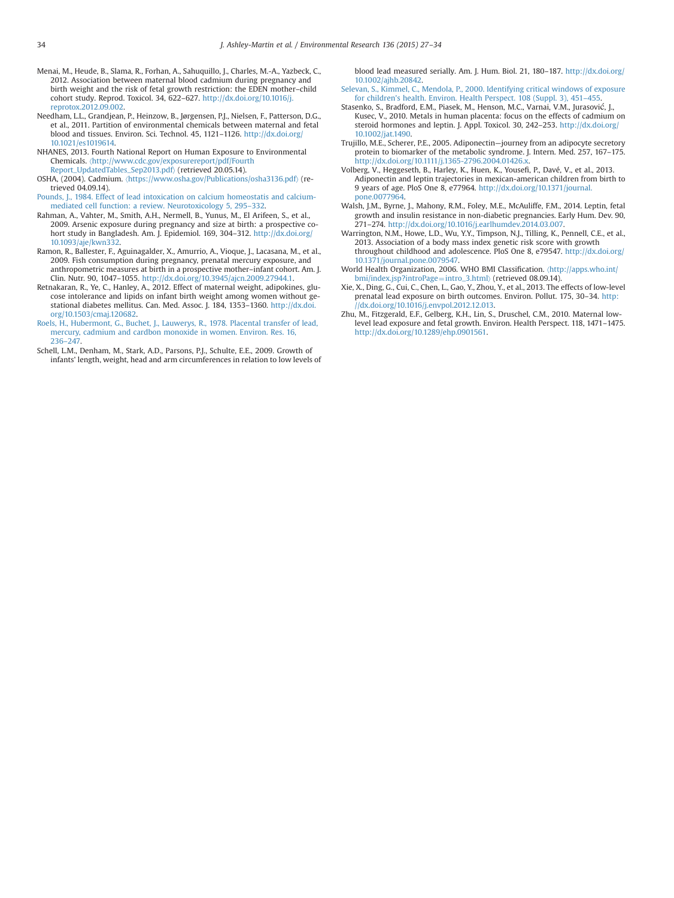Menai, M., Heude, B., Slama, R., Forhan, A., Sahuquillo, J., Charles, M.-A., Yazbeck, C., 2012. Association between maternal blood cadmium during pregnancy and birth weight and the risk of fetal growth restriction: the EDEN mother–child cohort study. Reprod. Toxicol. 34, 622–627. http://dx.doi.org/10.1016/j.reprotox.2012.09.002.

Needham, L.L., Grandjean, P., Heinzow, B., Jørgensen, P.J., Nielsen, F., Patterson, D.G., et al., 2011. Partition of environmental chemicals between maternal and fetal blood and tissues. Environ. Sci. Technol. 45, 1121–1126. http://dx.doi.org/10.1021/es1019614.

NHANES, 2013. Fourth National Report on Human Exposure to Environmental Chemicals. ⟨http://www.cdc.gov/exposurereport/pdf/FourthReport_UpdatedTables_Sep2013.pdf⟩ (retrieved 20.05.14).

OSHA, (2004). Cadmium. ⟨https://www.osha.gov/Publications/osha3136.pdf⟩ (retrieved 04.09.14).

Pounds, J., 1984. Effect of lead intoxication on calcium homeostatis and calcium-mediated cell function: a review. Neurotoxicology 5, 295–332.

Rahman, A., Vahter, M., Smith, A.H., Nermell, B., Yunus, M., El Arifeen, S., et al., 2009. Arsenic exposure during pregnancy and size at birth: a prospective cohort study in Bangladesh. Am. J. Epidemiol. 169, 304–312. http://dx.doi.org/10.1093/aje/kwn332.

Ramon, R., Ballester, F., Aguinagalder, X., Amurrio, A., Vioque, J., Lacasana, M., et al., 2009. Fish consumption during pregnancy, prenatal mercury exposure, and anthropometric measures at birth in a prospective mother–infant cohort. Am. J. Clin. Nutr. 90, 1047–1055. http://dx.doi.org/10.3945/ajcn.2009.27944.1.

Retnakaran, R., Ye, C., Hanley, A., 2012. Effect of maternal weight, adipokines, glucose intolerance and lipids on infant birth weight among women without gestational diabetes mellitus. Can. Med. Assoc. J. 184, 1353–1360. http://dx.doi.org/10.1503/cmaj.120682.

Roels, H., Hubermont, G., Buchet, J., Lauwerys, R., 1978. Placental transfer of lead, mercury, cadmium and cardbon monoxide in women. Environ. Res. 16, 236–247.

Schell, L.M., Denham, M., Stark, A.D., Parsons, P.J., Schulte, E.E., 2009. Growth of infants' length, weight, head and arm circumferences in relation to low levels of blood lead measured serially. Am. J. Hum. Biol. 21, 180–187. http://dx.doi.org/10.1002/ajhb.20842.

Selevan, S., Kimmel, C., Mendola, P., 2000. Identifying critical windows of exposure for children's health. Environ. Health Perspect. 108 (Suppl. 3), 451–455.

Stasenko, S., Bradford, E.M., Piasek, M., Henson, M.C., Varnai, V.M., Jurasović, J., Kusec, V., 2010. Metals in human placenta: focus on the effects of cadmium on steroid hormones and leptin. J. Appl. Toxicol. 30, 242–253. http://dx.doi.org/10.1002/jat.1490.

Trujillo, M.E., Scherer, P.E., 2005. Adiponectin—journey from an adipocyte secretory protein to biomarker of the metabolic syndrome. J. Intern. Med. 257, 167–175. http://dx.doi.org/10.1111/j.1365-2796.2004.01426.x.

Volberg, V., Heggeseth, B., Harley, K., Huen, K., Yousefi, P., Davé, V., et al., 2013. Adiponectin and leptin trajectories in mexican-american children from birth to 9 years of age. PloS One 8, e77964. http://dx.doi.org/10.1371/journal.pone.0077964.

Walsh, J.M., Byrne, J., Mahony, R.M., Foley, M.E., McAuliffe, F.M., 2014. Leptin, fetal growth and insulin resistance in non-diabetic pregnancies. Early Hum. Dev. 90, 271–274. http://dx.doi.org/10.1016/j.earlhumdev.2014.03.007.

Warrington, N.M., Howe, L.D., Wu, Y.Y., Timpson, N.J., Tilling, K., Pennell, C.E., et al., 2013. Association of a body mass index genetic risk score with growth throughout childhood and adolescence. PloS One 8, e79547. http://dx.doi.org/10.1371/journal.pone.0079547.

World Health Organization, 2006. WHO BMI Classification. ⟨http://apps.who.int/bmi/index.jsp?introPage=intro_3.html⟩ (retrieved 08.09.14).

Xie, X., Ding, G., Cui, C., Chen, L., Gao, Y., Zhou, Y., et al., 2013. The effects of low-level prenatal lead exposure on birth outcomes. Environ. Pollut. 175, 30–34. http://dx.doi.org/10.1016/j.envpol.2012.12.013.

Zhu, M., Fitzgerald, E.F., Gelberg, K.H., Lin, S., Druschel, C.M., 2010. Maternal low-level lead exposure and fetal growth. Environ. Health Perspect. 118, 1471–1475. http://dx.doi.org/10.1289/ehp.0901561.